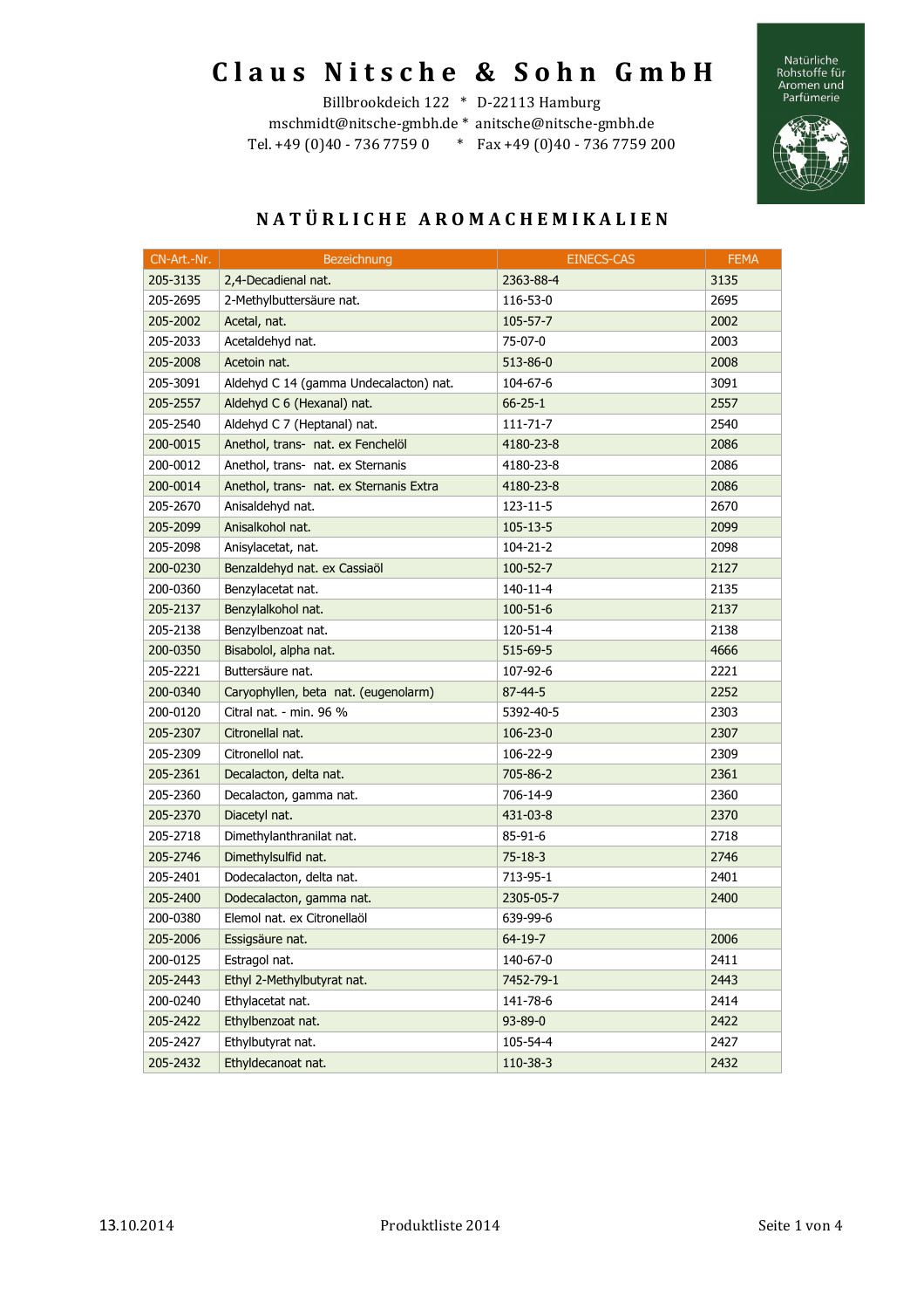# Claus Nitsche & Sohn GmbH

Billbrookdeich 122 * D-22113 Hamburg
mschmidt@nitsche-gmbh.de * anitsche@nitsche-gmbh.de
Tel. +49 (0)40 - 736 7759 0 * Fax +49 (0)40 - 736 7759 200

Natürliche Rohstoffe für Aromen und Parfümerie

## NATÜRLICHE AROMACHEMIKALIEN

| CN-Art.-Nr. | Bezeichnung | EINECS-CAS | FEMA |
|---|---|---|---|
| 205-3135 | 2,4-Decadienal nat. | 2363-88-4 | 3135 |
| 205-2695 | 2-Methylbuttersäure nat. | 116-53-0 | 2695 |
| 205-2002 | Acetal, nat. | 105-57-7 | 2002 |
| 205-2033 | Acetaldehyd nat. | 75-07-0 | 2003 |
| 205-2008 | Acetoin nat. | 513-86-0 | 2008 |
| 205-3091 | Aldehyd C 14 (gamma Undecalacton) nat. | 104-67-6 | 3091 |
| 205-2557 | Aldehyd C 6 (Hexanal) nat. | 66-25-1 | 2557 |
| 205-2540 | Aldehyd C 7 (Heptanal) nat. | 111-71-7 | 2540 |
| 200-0015 | Anethol, trans- nat. ex Fenchelöl | 4180-23-8 | 2086 |
| 200-0012 | Anethol, trans- nat. ex Sternanis | 4180-23-8 | 2086 |
| 200-0014 | Anethol, trans- nat. ex Sternanis Extra | 4180-23-8 | 2086 |
| 205-2670 | Anisaldehyd nat. | 123-11-5 | 2670 |
| 205-2099 | Anisalkohol nat. | 105-13-5 | 2099 |
| 205-2098 | Anisylacetat, nat. | 104-21-2 | 2098 |
| 200-0230 | Benzaldehyd nat. ex Cassiaöl | 100-52-7 | 2127 |
| 200-0360 | Benzylacetat nat. | 140-11-4 | 2135 |
| 205-2137 | Benzylalkohol nat. | 100-51-6 | 2137 |
| 205-2138 | Benzylbenzoat nat. | 120-51-4 | 2138 |
| 200-0350 | Bisabolol, alpha nat. | 515-69-5 | 4666 |
| 205-2221 | Buttersäure nat. | 107-92-6 | 2221 |
| 200-0340 | Caryophyllen, beta nat. (eugenolarm) | 87-44-5 | 2252 |
| 200-0120 | Citral nat. - min. 96 % | 5392-40-5 | 2303 |
| 205-2307 | Citronellal nat. | 106-23-0 | 2307 |
| 205-2309 | Citronellol nat. | 106-22-9 | 2309 |
| 205-2361 | Decalacton, delta nat. | 705-86-2 | 2361 |
| 205-2360 | Decalacton, gamma nat. | 706-14-9 | 2360 |
| 205-2370 | Diacetyl nat. | 431-03-8 | 2370 |
| 205-2718 | Dimethylanthranilat nat. | 85-91-6 | 2718 |
| 205-2746 | Dimethylsulfid nat. | 75-18-3 | 2746 |
| 205-2401 | Dodecalacton, delta nat. | 713-95-1 | 2401 |
| 205-2400 | Dodecalacton, gamma nat. | 2305-05-7 | 2400 |
| 200-0380 | Elemol nat. ex Citronellaöl | 639-99-6 | |
| 205-2006 | Essigsäure nat. | 64-19-7 | 2006 |
| 200-0125 | Estragol nat. | 140-67-0 | 2411 |
| 205-2443 | Ethyl 2-Methylbutyrat nat. | 7452-79-1 | 2443 |
| 200-0240 | Ethylacetat nat. | 141-78-6 | 2414 |
| 205-2422 | Ethylbenzoat nat. | 93-89-0 | 2422 |
| 205-2427 | Ethylbutyrat nat. | 105-54-4 | 2427 |
| 205-2432 | Ethyldecanoat nat. | 110-38-3 | 2432 |

13.10.2014 Produktliste 2014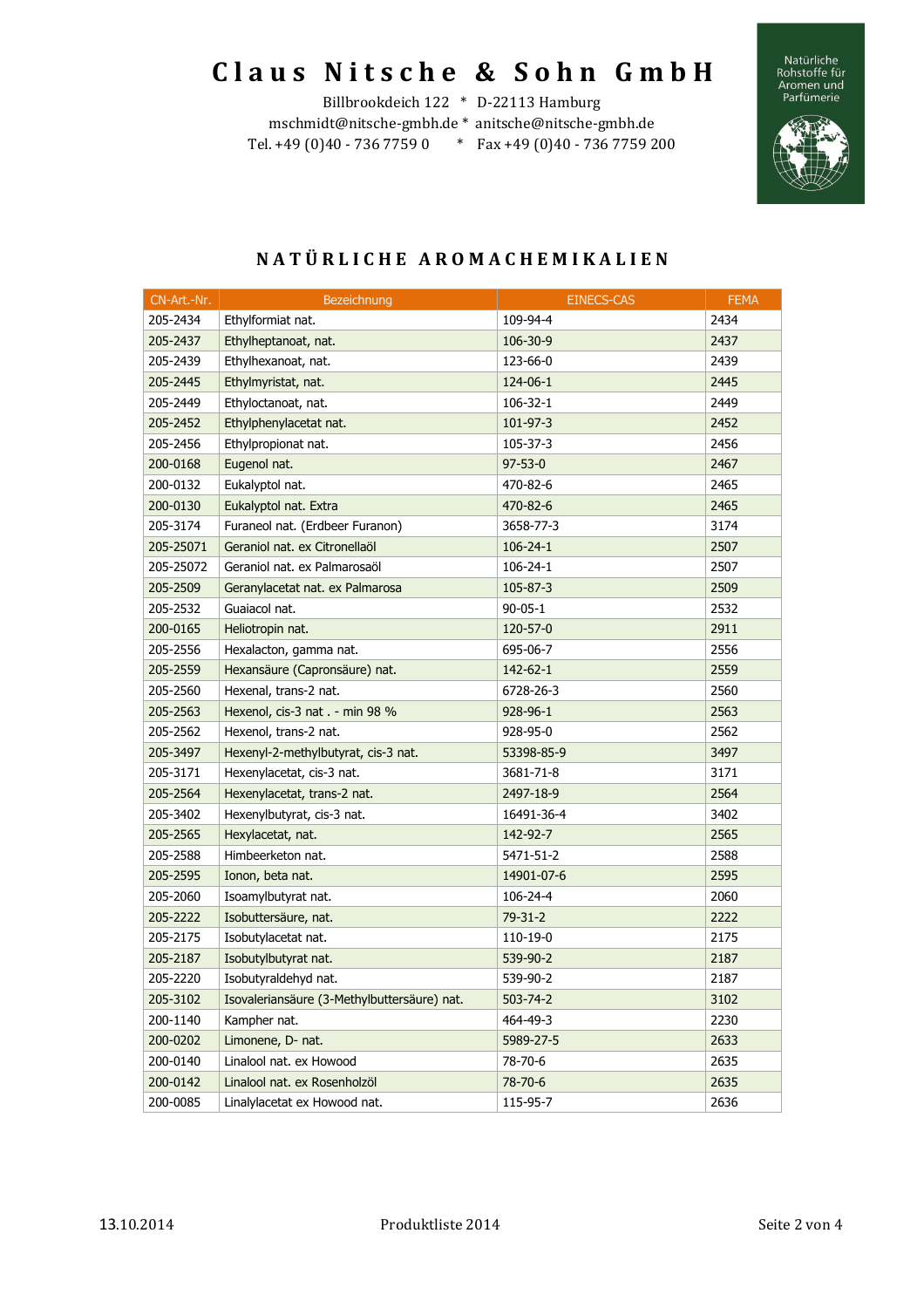# Claus Nitsche & Sohn GmbH

Billbrookdeich 122 * D-22113 Hamburg
mschmidt@nitsche-gmbh.de * anitsche@nitsche-gmbh.de
Tel. +49 (0)40 - 736 7759 0 * Fax +49 (0)40 - 736 7759 200

Natürliche Rohstoffe für Aromen und Parfümerie

## NATÜRLICHE AROMACHEMIKALIEN

| CN-Art.-Nr. | Bezeichnung | EINECS-CAS | FEMA |
|---|---|---|---|
| 205-2434 | Ethylformiat nat. | 109-94-4 | 2434 |
| 205-2437 | Ethylheptanoat, nat. | 106-30-9 | 2437 |
| 205-2439 | Ethylhexanoat, nat. | 123-66-0 | 2439 |
| 205-2445 | Ethylmyristat, nat. | 124-06-1 | 2445 |
| 205-2449 | Ethyloctanoat, nat. | 106-32-1 | 2449 |
| 205-2452 | Ethylphenylacetat nat. | 101-97-3 | 2452 |
| 205-2456 | Ethylpropionat nat. | 105-37-3 | 2456 |
| 200-0168 | Eugenol nat. | 97-53-0 | 2467 |
| 200-0132 | Eukalyptol nat. | 470-82-6 | 2465 |
| 200-0130 | Eukalyptol nat. Extra | 470-82-6 | 2465 |
| 205-3174 | Furaneol nat. (Erdbeer Furanon) | 3658-77-3 | 3174 |
| 205-25071 | Geraniol nat. ex Citronellaöl | 106-24-1 | 2507 |
| 205-25072 | Geraniol nat. ex Palmarosaöl | 106-24-1 | 2507 |
| 205-2509 | Geranylacetat nat. ex Palmarosa | 105-87-3 | 2509 |
| 205-2532 | Guaiacol nat. | 90-05-1 | 2532 |
| 200-0165 | Heliotropin nat. | 120-57-0 | 2911 |
| 205-2556 | Hexalacton, gamma nat. | 695-06-7 | 2556 |
| 205-2559 | Hexansäure (Capronsäure) nat. | 142-62-1 | 2559 |
| 205-2560 | Hexenal, trans-2 nat. | 6728-26-3 | 2560 |
| 205-2563 | Hexenol, cis-3 nat . - min 98 % | 928-96-1 | 2563 |
| 205-2562 | Hexenol, trans-2 nat. | 928-95-0 | 2562 |
| 205-3497 | Hexenyl-2-methylbutyrat, cis-3 nat. | 53398-85-9 | 3497 |
| 205-3171 | Hexenylacetat, cis-3 nat. | 3681-71-8 | 3171 |
| 205-2564 | Hexenylacetat, trans-2 nat. | 2497-18-9 | 2564 |
| 205-3402 | Hexenylbutyrat, cis-3 nat. | 16491-36-4 | 3402 |
| 205-2565 | Hexylacetat, nat. | 142-92-7 | 2565 |
| 205-2588 | Himbeerketon nat. | 5471-51-2 | 2588 |
| 205-2595 | Ionon, beta nat. | 14901-07-6 | 2595 |
| 205-2060 | Isoamylbutyrat nat. | 106-24-4 | 2060 |
| 205-2222 | Isobuttersäure, nat. | 79-31-2 | 2222 |
| 205-2175 | Isobutylacetat nat. | 110-19-0 | 2175 |
| 205-2187 | Isobutylbutyrat nat. | 539-90-2 | 2187 |
| 205-2220 | Isobutyraldehyd nat. | 539-90-2 | 2187 |
| 205-3102 | Isovaleriansäure (3-Methylbuttersäure) nat. | 503-74-2 | 3102 |
| 200-1140 | Kampher nat. | 464-49-3 | 2230 |
| 200-0202 | Limonene, D- nat. | 5989-27-5 | 2633 |
| 200-0140 | Linalool nat. ex Howood | 78-70-6 | 2635 |
| 200-0142 | Linalool nat. ex Rosenholzöl | 78-70-6 | 2635 |
| 200-0085 | Linalylacetat ex Howood nat. | 115-95-7 | 2636 |

13.10.2014 Produktliste 2014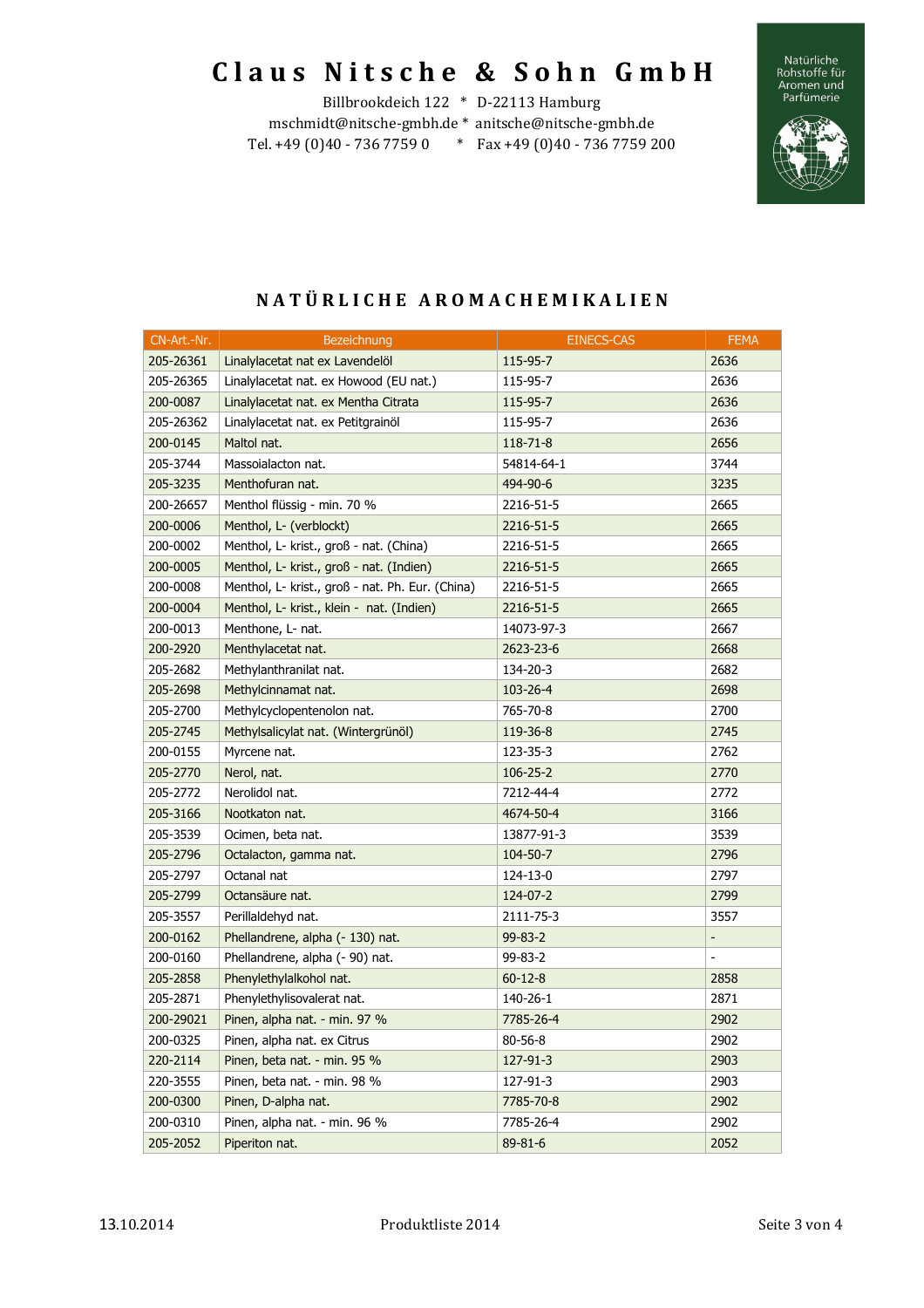# Claus Nitsche & Sohn GmbH

Billbrookdeich 122 * D-22113 Hamburg
mschmidt@nitsche-gmbh.de * anitsche@nitsche-gmbh.de
Tel. +49 (0)40 - 736 7759 0 * Fax +49 (0)40 - 736 7759 200

Natürliche Rohstoffe für Aromen und Parfümerie

## NATÜRLICHE AROMACHEMIKALIEN

| CN-Art.-Nr. | Bezeichnung | EINECS-CAS | FEMA |
|---|---|---|---|
| 205-26361 | Linalylacetat nat ex Lavendelöl | 115-95-7 | 2636 |
| 205-26365 | Linalylacetat nat. ex Howood (EU nat.) | 115-95-7 | 2636 |
| 200-0087 | Linalylacetat nat. ex Mentha Citrata | 115-95-7 | 2636 |
| 205-26362 | Linalylacetat nat. ex Petitgrainöl | 115-95-7 | 2636 |
| 200-0145 | Maltol nat. | 118-71-8 | 2656 |
| 205-3744 | Massoialacton nat. | 54814-64-1 | 3744 |
| 205-3235 | Menthofuran nat. | 494-90-6 | 3235 |
| 200-26657 | Menthol flüssig - min. 70 % | 2216-51-5 | 2665 |
| 200-0006 | Menthol, L- (verblockt) | 2216-51-5 | 2665 |
| 200-0002 | Menthol, L- krist., groß - nat. (China) | 2216-51-5 | 2665 |
| 200-0005 | Menthol, L- krist., groß - nat. (Indien) | 2216-51-5 | 2665 |
| 200-0008 | Menthol, L- krist., groß - nat. Ph. Eur. (China) | 2216-51-5 | 2665 |
| 200-0004 | Menthol, L- krist., klein - nat. (Indien) | 2216-51-5 | 2665 |
| 200-0013 | Menthone, L- nat. | 14073-97-3 | 2667 |
| 200-2920 | Menthylacetat nat. | 2623-23-6 | 2668 |
| 205-2682 | Methylanthranilat nat. | 134-20-3 | 2682 |
| 205-2698 | Methylcinnamat nat. | 103-26-4 | 2698 |
| 205-2700 | Methylcyclopentenolon nat. | 765-70-8 | 2700 |
| 205-2745 | Methylsalicylat nat. (Wintergrünöl) | 119-36-8 | 2745 |
| 200-0155 | Myrcene nat. | 123-35-3 | 2762 |
| 205-2770 | Nerol, nat. | 106-25-2 | 2770 |
| 205-2772 | Nerolidol nat. | 7212-44-4 | 2772 |
| 205-3166 | Nootkaton nat. | 4674-50-4 | 3166 |
| 205-3539 | Ocimen, beta nat. | 13877-91-3 | 3539 |
| 205-2796 | Octalacton, gamma nat. | 104-50-7 | 2796 |
| 205-2797 | Octanal nat | 124-13-0 | 2797 |
| 205-2799 | Octansäure nat. | 124-07-2 | 2799 |
| 205-3557 | Perillaldehyd nat. | 2111-75-3 | 3557 |
| 200-0162 | Phellandrene, alpha (- 130) nat. | 99-83-2 | - |
| 200-0160 | Phellandrene, alpha (- 90) nat. | 99-83-2 | - |
| 205-2858 | Phenylethylalkohol nat. | 60-12-8 | 2858 |
| 205-2871 | Phenylethylisovalerat nat. | 140-26-1 | 2871 |
| 200-29021 | Pinen, alpha nat. - min. 97 % | 7785-26-4 | 2902 |
| 200-0325 | Pinen, alpha nat. ex Citrus | 80-56-8 | 2902 |
| 220-2114 | Pinen, beta nat. - min. 95 % | 127-91-3 | 2903 |
| 220-3555 | Pinen, beta nat. - min. 98 % | 127-91-3 | 2903 |
| 200-0300 | Pinen, D-alpha nat. | 7785-70-8 | 2902 |
| 200-0310 | Pinen, alpha nat. - min. 96 % | 7785-26-4 | 2902 |
| 205-2052 | Piperiton nat. | 89-81-6 | 2052 |

13.10.2014 Produktliste 2014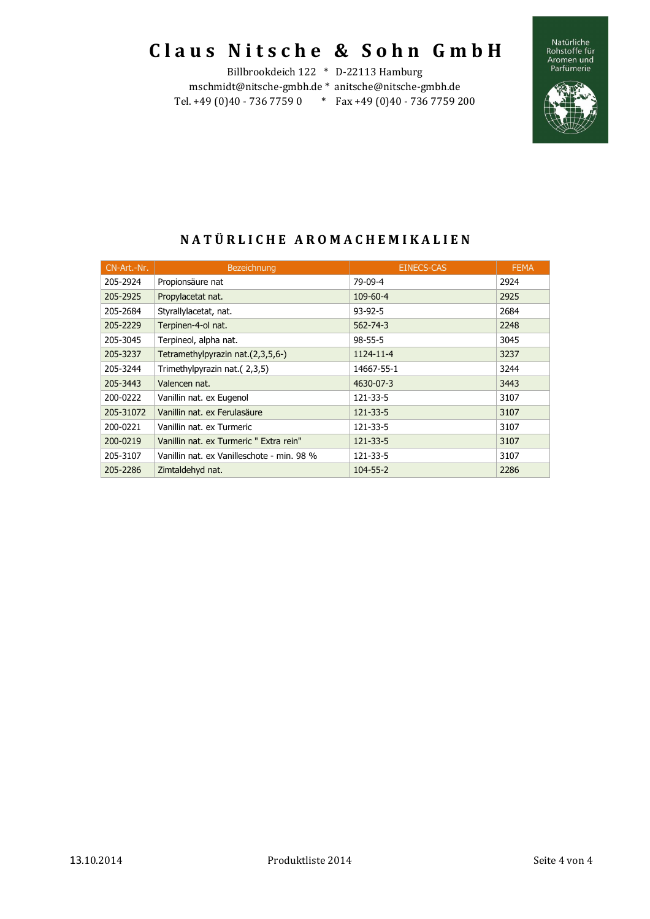# Claus Nitsche & Sohn GmbH

Billbrookdeich 122 * D-22113 Hamburg
mschmidt@nitsche-gmbh.de * anitsche@nitsche-gmbh.de
Tel. +49 (0)40 - 736 7759 0 * Fax +49 (0)40 - 736 7759 200

Natürliche Rohstoffe für Aromen und Parfümerie

## NATÜRLICHE AROMACHEMIKALIEN

| CN-Art.-Nr. | Bezeichnung | EINECS-CAS | FEMA |
|---|---|---|---|
| 205-2924 | Propionsäure nat | 79-09-4 | 2924 |
| 205-2925 | Propylacetat nat. | 109-60-4 | 2925 |
| 205-2684 | Styrallylacetat, nat. | 93-92-5 | 2684 |
| 205-2229 | Terpinen-4-ol nat. | 562-74-3 | 2248 |
| 205-3045 | Terpineol, alpha nat. | 98-55-5 | 3045 |
| 205-3237 | Tetramethylpyrazin nat.(2,3,5,6-) | 1124-11-4 | 3237 |
| 205-3244 | Trimethylpyrazin nat.( 2,3,5) | 14667-55-1 | 3244 |
| 205-3443 | Valencen nat. | 4630-07-3 | 3443 |
| 200-0222 | Vanillin nat. ex Eugenol | 121-33-5 | 3107 |
| 205-31072 | Vanillin nat. ex Ferulasäure | 121-33-5 | 3107 |
| 200-0221 | Vanillin nat. ex Turmeric | 121-33-5 | 3107 |
| 200-0219 | Vanillin nat. ex Turmeric " Extra rein" | 121-33-5 | 3107 |
| 205-3107 | Vanillin nat. ex Vanilleschote - min. 98 % | 121-33-5 | 3107 |
| 205-2286 | Zimtaldehyd nat. | 104-55-2 | 2286 |

13.10.2014 Produktliste 2014